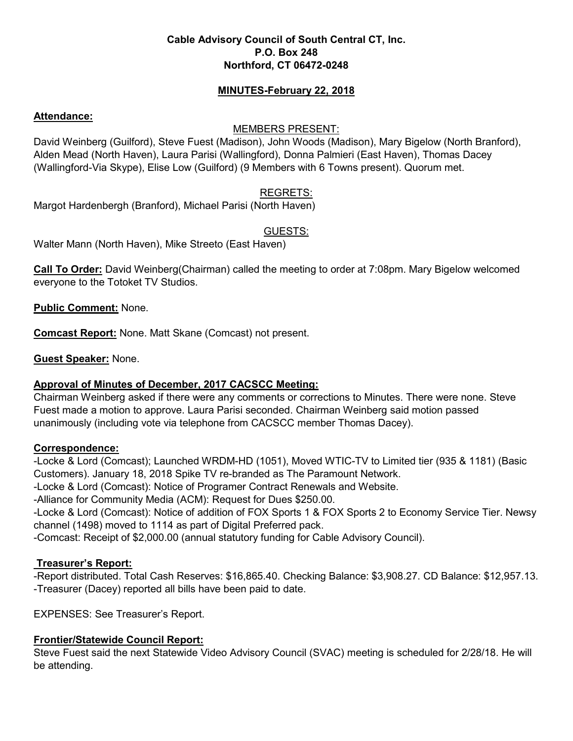**Cable Advisory Council of South Central CT, Inc.**
**P.O. Box 248**
**Northford, CT 06472-0248**

**MINUTES-February 22, 2018**

**Attendance:**

MEMBERS PRESENT:

David Weinberg (Guilford), Steve Fuest (Madison), John Woods (Madison), Mary Bigelow (North Branford), Alden Mead (North Haven), Laura Parisi (Wallingford), Donna Palmieri (East Haven), Thomas Dacey (Wallingford-Via Skype), Elise Low (Guilford) (9 Members with 6 Towns present). Quorum met.

REGRETS:

Margot Hardenbergh (Branford), Michael Parisi (North Haven)

GUESTS:

Walter Mann (North Haven), Mike Streeto (East Haven)

**Call To Order:** David Weinberg(Chairman) called the meeting to order at 7:08pm. Mary Bigelow welcomed everyone to the Totoket TV Studios.

**Public Comment:** None.

**Comcast Report:** None. Matt Skane (Comcast) not present.

**Guest Speaker:** None.

**Approval of Minutes of December, 2017 CACSCC Meeting:**

Chairman Weinberg asked if there were any comments or corrections to Minutes. There were none. Steve Fuest made a motion to approve. Laura Parisi seconded. Chairman Weinberg said motion passed unanimously (including vote via telephone from CACSCC member Thomas Dacey).

**Correspondence:**

-Locke & Lord (Comcast); Launched WRDM-HD (1051), Moved WTIC-TV to Limited tier (935 & 1181) (Basic Customers). January 18, 2018 Spike TV re-branded as The Paramount Network.

-Locke & Lord (Comcast): Notice of Programer Contract Renewals and Website.

-Alliance for Community Media (ACM): Request for Dues $250.00.

-Locke & Lord (Comcast): Notice of addition of FOX Sports 1 & FOX Sports 2 to Economy Service Tier. Newsy channel (1498) moved to 1114 as part of Digital Preferred pack.

-Comcast: Receipt of $2,000.00 (annual statutory funding for Cable Advisory Council).

**Treasurer's Report:**

-Report distributed. Total Cash Reserves: $16,865.40. Checking Balance: $3,908.27. CD Balance: $12,957.13.

-Treasurer (Dacey) reported all bills have been paid to date.

EXPENSES: See Treasurer's Report.

**Frontier/Statewide Council Report:**

Steve Fuest said the next Statewide Video Advisory Council (SVAC) meeting is scheduled for 2/28/18. He will be attending.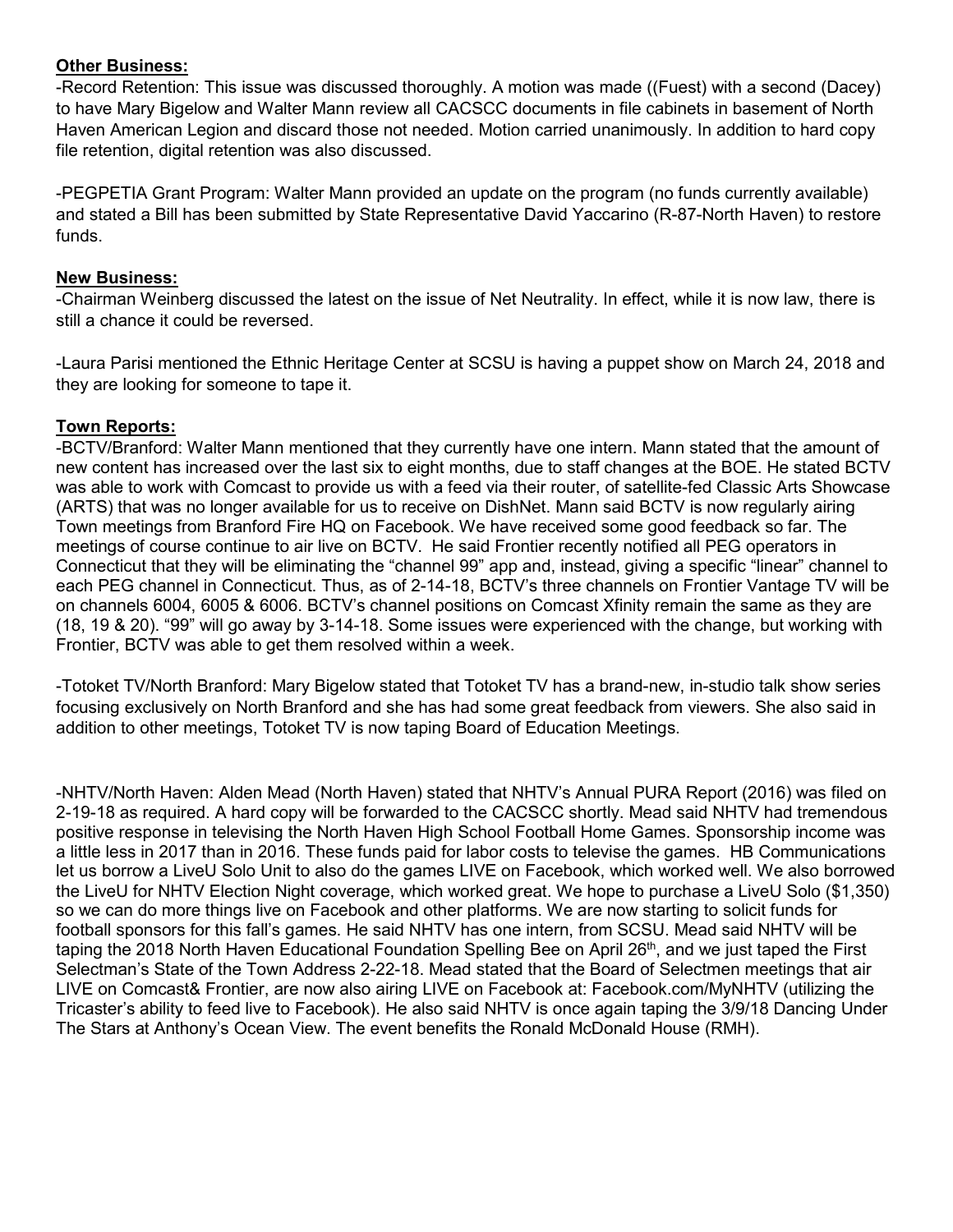**Other Business:**

-Record Retention: This issue was discussed thoroughly. A motion was made ((Fuest) with a second (Dacey) to have Mary Bigelow and Walter Mann review all CACSCC documents in file cabinets in basement of North Haven American Legion and discard those not needed. Motion carried unanimously. In addition to hard copy file retention, digital retention was also discussed.

-PEGPETIA Grant Program: Walter Mann provided an update on the program (no funds currently available) and stated a Bill has been submitted by State Representative David Yaccarino (R-87-North Haven) to restore funds.

**New Business:**

-Chairman Weinberg discussed the latest on the issue of Net Neutrality. In effect, while it is now law, there is still a chance it could be reversed.

-Laura Parisi mentioned the Ethnic Heritage Center at SCSU is having a puppet show on March 24, 2018 and they are looking for someone to tape it.

**Town Reports:**

-BCTV/Branford: Walter Mann mentioned that they currently have one intern. Mann stated that the amount of new content has increased over the last six to eight months, due to staff changes at the BOE. He stated BCTV was able to work with Comcast to provide us with a feed via their router, of satellite-fed Classic Arts Showcase (ARTS) that was no longer available for us to receive on DishNet. Mann said BCTV is now regularly airing Town meetings from Branford Fire HQ on Facebook. We have received some good feedback so far. The meetings of course continue to air live on BCTV. He said Frontier recently notified all PEG operators in Connecticut that they will be eliminating the "channel 99" app and, instead, giving a specific "linear" channel to each PEG channel in Connecticut. Thus, as of 2-14-18, BCTV's three channels on Frontier Vantage TV will be on channels 6004, 6005 & 6006. BCTV's channel positions on Comcast Xfinity remain the same as they are (18, 19 & 20). "99" will go away by 3-14-18. Some issues were experienced with the change, but working with Frontier, BCTV was able to get them resolved within a week.

-Totoket TV/North Branford: Mary Bigelow stated that Totoket TV has a brand-new, in-studio talk show series focusing exclusively on North Branford and she has had some great feedback from viewers. She also said in addition to other meetings, Totoket TV is now taping Board of Education Meetings.

-NHTV/North Haven: Alden Mead (North Haven) stated that NHTV's Annual PURA Report (2016) was filed on 2-19-18 as required. A hard copy will be forwarded to the CACSCC shortly. Mead said NHTV had tremendous positive response in televising the North Haven High School Football Home Games. Sponsorship income was a little less in 2017 than in 2016. These funds paid for labor costs to televise the games. HB Communications let us borrow a LiveU Solo Unit to also do the games LIVE on Facebook, which worked well. We also borrowed the LiveU for NHTV Election Night coverage, which worked great. We hope to purchase a LiveU Solo ($1,350) so we can do more things live on Facebook and other platforms. We are now starting to solicit funds for football sponsors for this fall's games. He said NHTV has one intern, from SCSU. Mead said NHTV will be taping the 2018 North Haven Educational Foundation Spelling Bee on April 26th, and we just taped the First Selectman's State of the Town Address 2-22-18. Mead stated that the Board of Selectmen meetings that air LIVE on Comcast& Frontier, are now also airing LIVE on Facebook at: Facebook.com/MyNHTV (utilizing the Tricaster's ability to feed live to Facebook). He also said NHTV is once again taping the 3/9/18 Dancing Under The Stars at Anthony's Ocean View. The event benefits the Ronald McDonald House (RMH).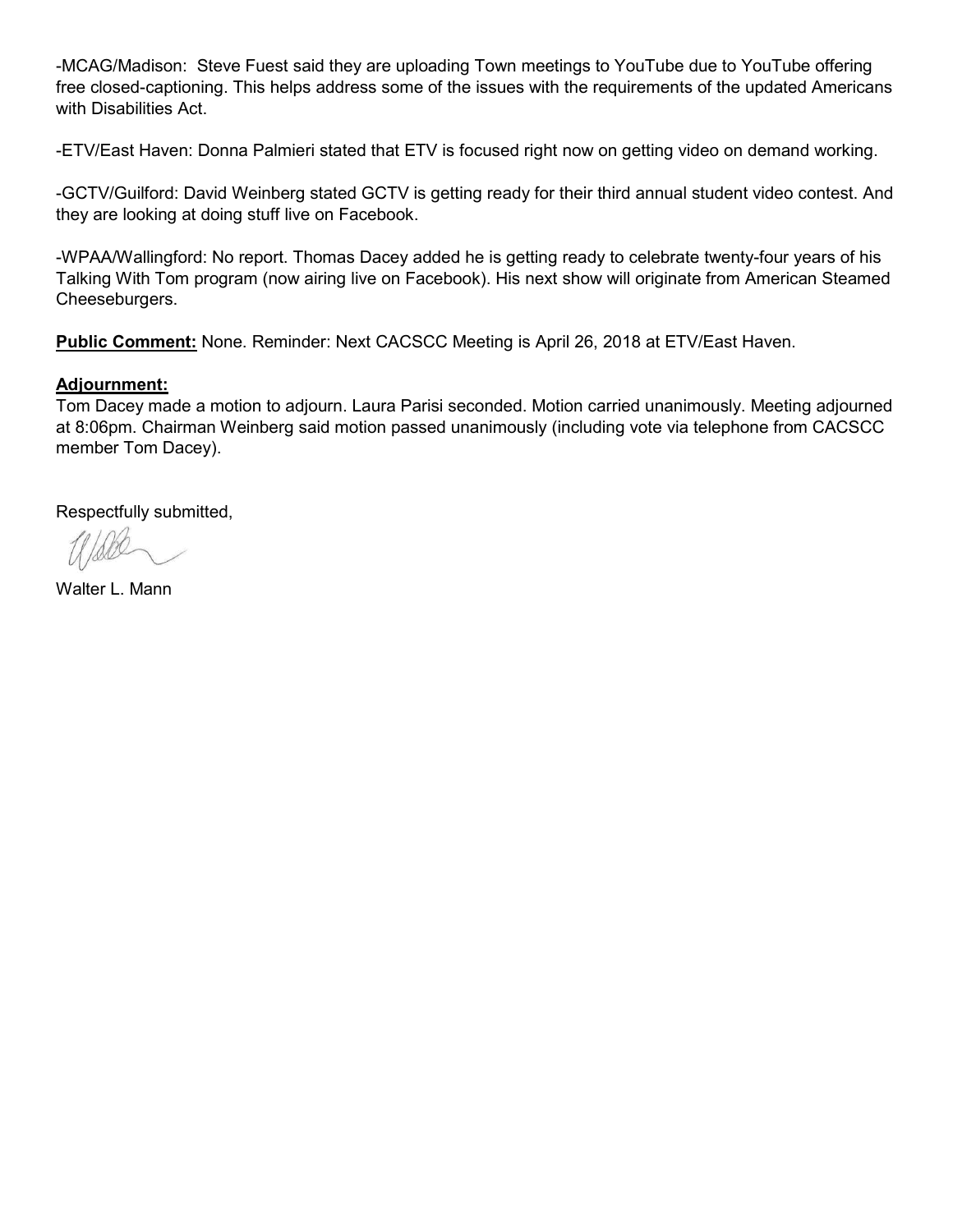-MCAG/Madison: Steve Fuest said they are uploading Town meetings to YouTube due to YouTube offering free closed-captioning. This helps address some of the issues with the requirements of the updated Americans with Disabilities Act.

-ETV/East Haven: Donna Palmieri stated that ETV is focused right now on getting video on demand working.

-GCTV/Guilford: David Weinberg stated GCTV is getting ready for their third annual student video contest. And they are looking at doing stuff live on Facebook.

-WPAA/Wallingford: No report. Thomas Dacey added he is getting ready to celebrate twenty-four years of his Talking With Tom program (now airing live on Facebook). His next show will originate from American Steamed Cheeseburgers.

**Public Comment:** None. Reminder: Next CACSCC Meeting is April 26, 2018 at ETV/East Haven.

**Adjournment:**
Tom Dacey made a motion to adjourn. Laura Parisi seconded. Motion carried unanimously. Meeting adjourned at 8:06pm. Chairman Weinberg said motion passed unanimously (including vote via telephone from CACSCC member Tom Dacey).

Respectfully submitted,

Walter L. Mann